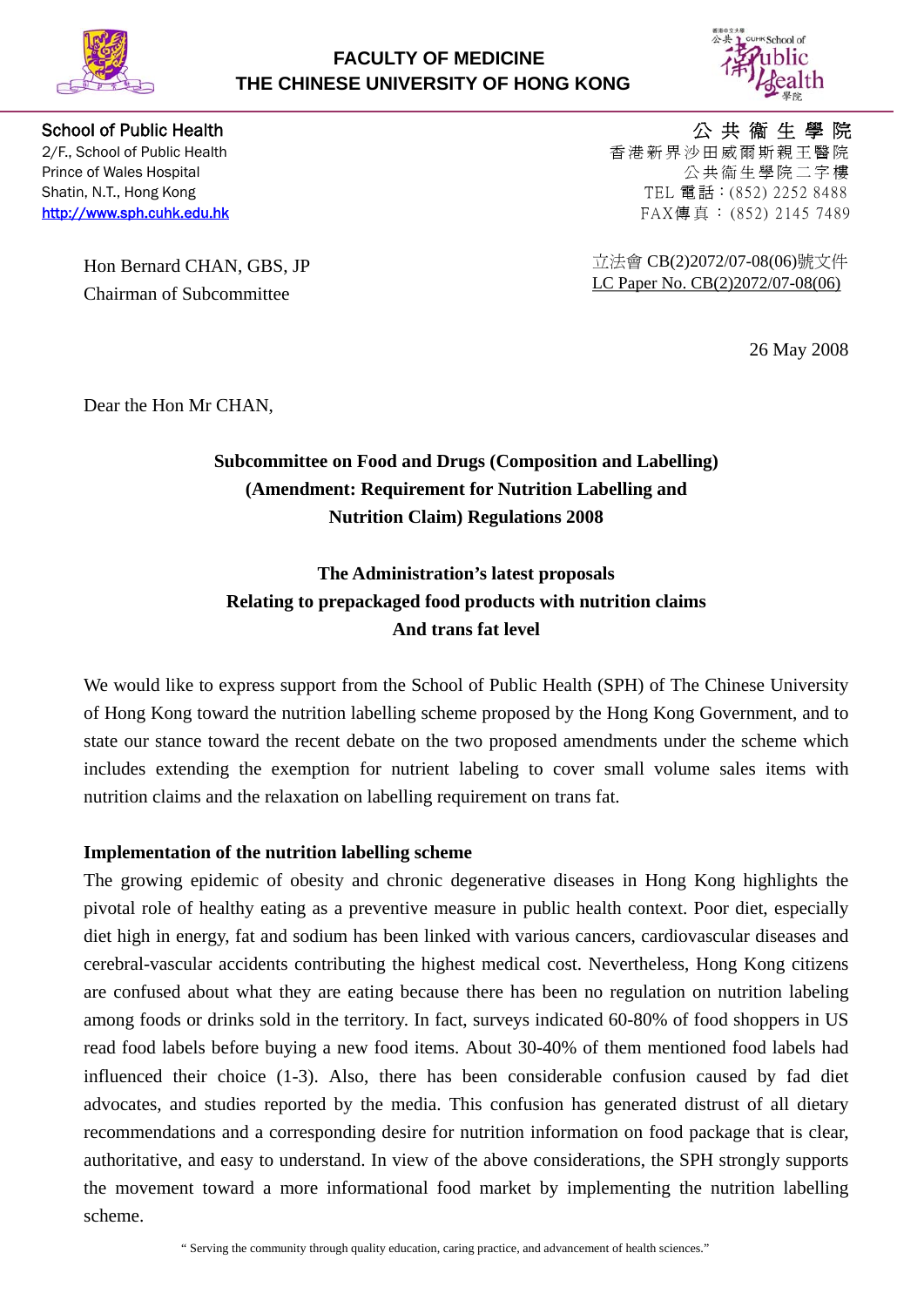**FACULTY OF MEDICINE**
**THE CHINESE UNIVERSITY OF HONG KONG**

School of Public Health
2/F., School of Public Health
Prince of Wales Hospital
Shatin, N.T., Hong Kong
http://www.sph.cuhk.edu.hk

公 共 衞 生 學 院
香港新界沙田威爾斯親王醫院
公共衞生學院二字樓
TEL 電話：(852) 2252 8488
FAX傳真 ：(852) 2145 7489

Hon Bernard CHAN, GBS, JP
Chairman of Subcommittee

立法會 CB(2)2072/07-08(06)號文件
LC Paper No. CB(2)2072/07-08(06)

26 May 2008

Dear the Hon Mr CHAN,

**Subcommittee on Food and Drugs (Composition and Labelling) (Amendment: Requirement for Nutrition Labelling and Nutrition Claim) Regulations 2008**

**The Administration's latest proposals Relating to prepackaged food products with nutrition claims And trans fat level**

We would like to express support from the School of Public Health (SPH) of The Chinese University of Hong Kong toward the nutrition labelling scheme proposed by the Hong Kong Government, and to state our stance toward the recent debate on the two proposed amendments under the scheme which includes extending the exemption for nutrient labeling to cover small volume sales items with nutrition claims and the relaxation on labelling requirement on trans fat.

**Implementation of the nutrition labelling scheme**

The growing epidemic of obesity and chronic degenerative diseases in Hong Kong highlights the pivotal role of healthy eating as a preventive measure in public health context. Poor diet, especially diet high in energy, fat and sodium has been linked with various cancers, cardiovascular diseases and cerebral-vascular accidents contributing the highest medical cost. Nevertheless, Hong Kong citizens are confused about what they are eating because there has been no regulation on nutrition labeling among foods or drinks sold in the territory. In fact, surveys indicated 60-80% of food shoppers in US read food labels before buying a new food items. About 30-40% of them mentioned food labels had influenced their choice (1-3). Also, there has been considerable confusion caused by fad diet advocates, and studies reported by the media. This confusion has generated distrust of all dietary recommendations and a corresponding desire for nutrition information on food package that is clear, authoritative, and easy to understand. In view of the above considerations, the SPH strongly supports the movement toward a more informational food market by implementing the nutrition labelling scheme.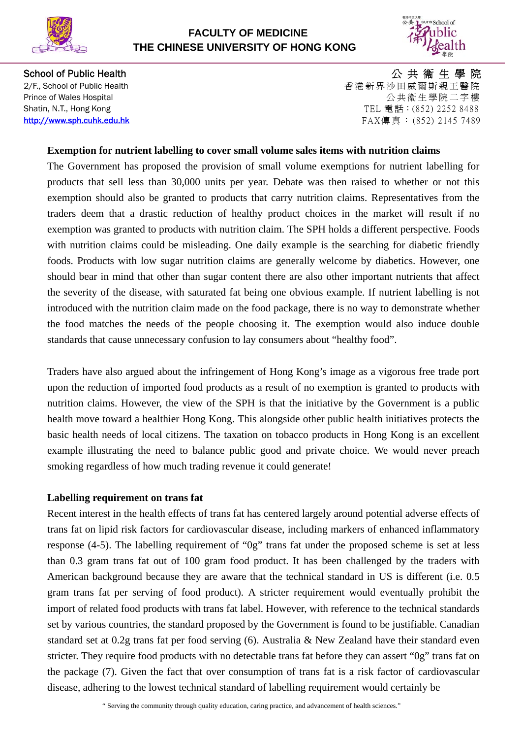**Exemption for nutrient labelling to cover small volume sales items with nutrition claims**

The Government has proposed the provision of small volume exemptions for nutrient labelling for products that sell less than 30,000 units per year. Debate was then raised to whether or not this exemption should also be granted to products that carry nutrition claims. Representatives from the traders deem that a drastic reduction of healthy product choices in the market will result if no exemption was granted to products with nutrition claim. The SPH holds a different perspective. Foods with nutrition claims could be misleading. One daily example is the searching for diabetic friendly foods. Products with low sugar nutrition claims are generally welcome by diabetics. However, one should bear in mind that other than sugar content there are also other important nutrients that affect the severity of the disease, with saturated fat being one obvious example. If nutrient labelling is not introduced with the nutrition claim made on the food package, there is no way to demonstrate whether the food matches the needs of the people choosing it. The exemption would also induce double standards that cause unnecessary confusion to lay consumers about "healthy food".

Traders have also argued about the infringement of Hong Kong's image as a vigorous free trade port upon the reduction of imported food products as a result of no exemption is granted to products with nutrition claims. However, the view of the SPH is that the initiative by the Government is a public health move toward a healthier Hong Kong. This alongside other public health initiatives protects the basic health needs of local citizens. The taxation on tobacco products in Hong Kong is an excellent example illustrating the need to balance public good and private choice. We would never preach smoking regardless of how much trading revenue it could generate!

**Labelling requirement on trans fat**

Recent interest in the health effects of trans fat has centered largely around potential adverse effects of trans fat on lipid risk factors for cardiovascular disease, including markers of enhanced inflammatory response (4-5). The labelling requirement of "0g" trans fat under the proposed scheme is set at less than 0.3 gram trans fat out of 100 gram food product. It has been challenged by the traders with American background because they are aware that the technical standard in US is different (i.e. 0.5 gram trans fat per serving of food product). A stricter requirement would eventually prohibit the import of related food products with trans fat label. However, with reference to the technical standards set by various countries, the standard proposed by the Government is found to be justifiable. Canadian standard set at 0.2g trans fat per food serving (6). Australia & New Zealand have their standard even stricter. They require food products with no detectable trans fat before they can assert "0g" trans fat on the package (7). Given the fact that over consumption of trans fat is a risk factor of cardiovascular disease, adhering to the lowest technical standard of labelling requirement would certainly be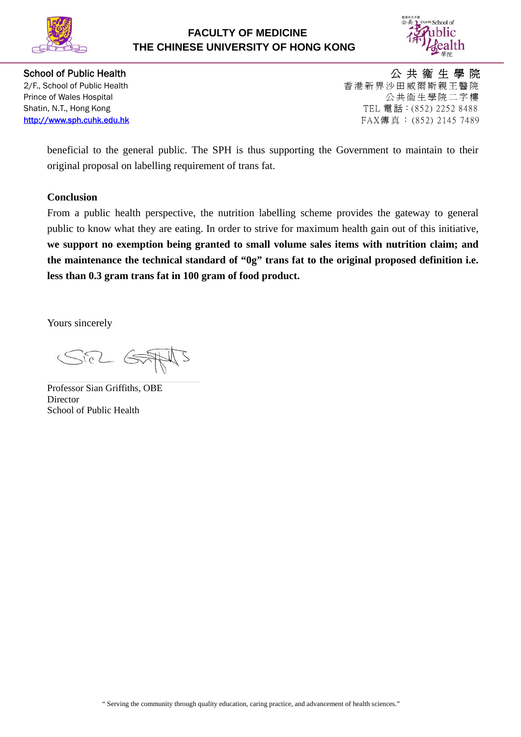beneficial to the general public. The SPH is thus supporting the Government to maintain to their original proposal on labelling requirement of trans fat.

**Conclusion**

From a public health perspective, the nutrition labelling scheme provides the gateway to general public to know what they are eating. In order to strive for maximum health gain out of this initiative, **we support no exemption being granted to small volume sales items with nutrition claim; and the maintenance the technical standard of “0g” trans fat to the original proposed definition i.e. less than 0.3 gram trans fat in 100 gram of food product.**

Yours sincerely

Professor Sian Griffiths, OBE
Director
School of Public Health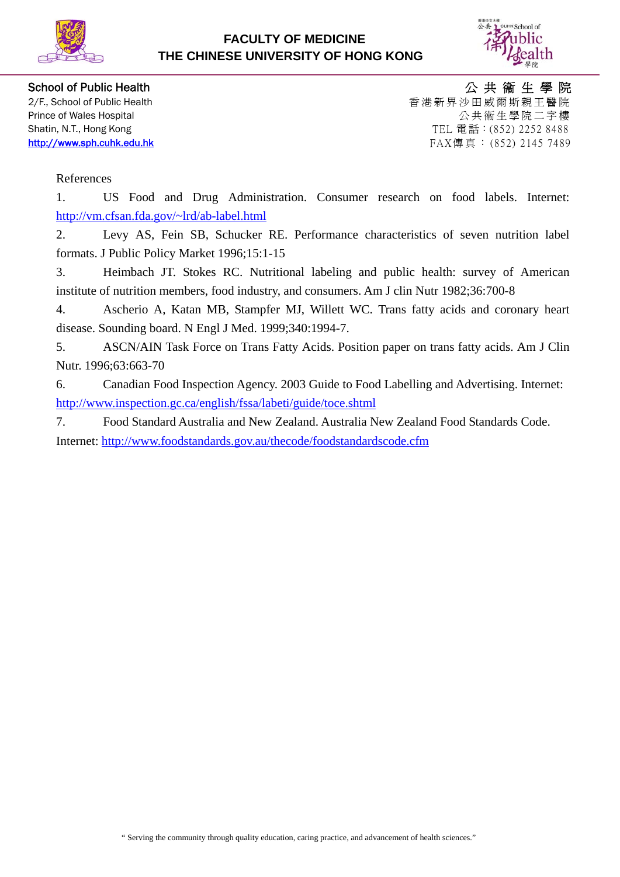References

1. US Food and Drug Administration. Consumer research on food labels. Internet: http://vm.cfsan.fda.gov/~lrd/ab-label.html

2. Levy AS, Fein SB, Schucker RE. Performance characteristics of seven nutrition label formats. J Public Policy Market 1996;15:1-15

3. Heimbach JT. Stokes RC. Nutritional labeling and public health: survey of American institute of nutrition members, food industry, and consumers. Am J clin Nutr 1982;36:700-8

4. Ascherio A, Katan MB, Stampfer MJ, Willett WC. Trans fatty acids and coronary heart disease. Sounding board. N Engl J Med. 1999;340:1994-7.

5. ASCN/AIN Task Force on Trans Fatty Acids. Position paper on trans fatty acids. Am J Clin Nutr. 1996;63:663-70

6. Canadian Food Inspection Agency. 2003 Guide to Food Labelling and Advertising. Internet: http://www.inspection.gc.ca/english/fssa/labeti/guide/toce.shtml

7. Food Standard Australia and New Zealand. Australia New Zealand Food Standards Code. Internet: http://www.foodstandards.gov.au/thecode/foodstandardscode.cfm